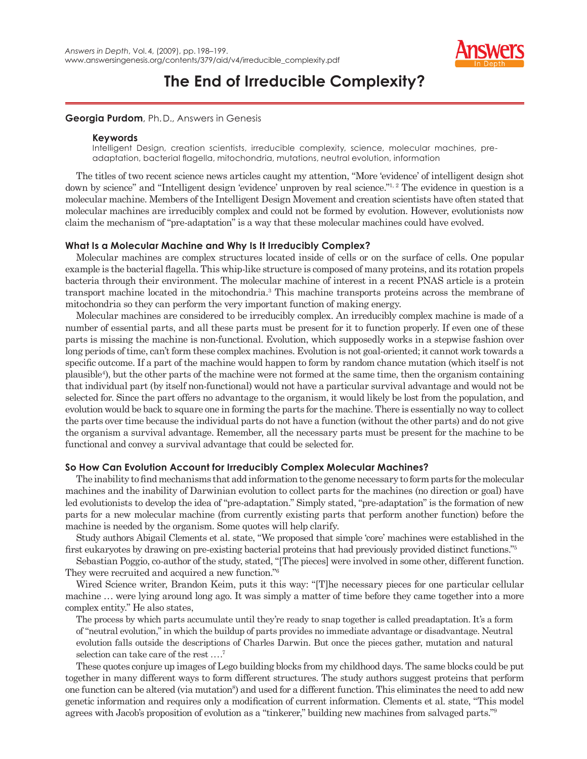# The End of Irreducible Complexity?

**Georgia Purdom**, Ph.D., Answers in Genesis

**Keywords**

Intelligent Design, creation scientists, irreducible complexity, science, molecular machines, pre-adaptation, bacterial flagella, mitochondria, mutations, neutral evolution, information

The titles of two recent science news articles caught my attention, "More 'evidence' of intelligent design shot down by science" and "Intelligent design 'evidence' unproven by real science."[1, 2] The evidence in question is a molecular machine. Members of the Intelligent Design Movement and creation scientists have often stated that molecular machines are irreducibly complex and could not be formed by evolution. However, evolutionists now claim the mechanism of "pre-adaptation" is a way that these molecular machines could have evolved.

## What Is a Molecular Machine and Why Is It Irreducibly Complex?

Molecular machines are complex structures located inside of cells or on the surface of cells. One popular example is the bacterial flagella. This whip-like structure is composed of many proteins, and its rotation propels bacteria through their environment. The molecular machine of interest in a recent PNAS article is a protein transport machine located in the mitochondria.[3] This machine transports proteins across the membrane of mitochondria so they can perform the very important function of making energy.

Molecular machines are considered to be irreducibly complex. An irreducibly complex machine is made of a number of essential parts, and all these parts must be present for it to function properly. If even one of these parts is missing the machine is non-functional. Evolution, which supposedly works in a stepwise fashion over long periods of time, can't form these complex machines. Evolution is not goal-oriented; it cannot work towards a specific outcome. If a part of the machine would happen to form by random chance mutation (which itself is not plausible[4]), but the other parts of the machine were not formed at the same time, then the organism containing that individual part (by itself non-functional) would not have a particular survival advantage and would not be selected for. Since the part offers no advantage to the organism, it would likely be lost from the population, and evolution would be back to square one in forming the parts for the machine. There is essentially no way to collect the parts over time because the individual parts do not have a function (without the other parts) and do not give the organism a survival advantage. Remember, all the necessary parts must be present for the machine to be functional and convey a survival advantage that could be selected for.

## So How Can Evolution Account for Irreducibly Complex Molecular Machines?

The inability to find mechanisms that add information to the genome necessary to form parts for the molecular machines and the inability of Darwinian evolution to collect parts for the machines (no direction or goal) have led evolutionists to develop the idea of "pre-adaptation." Simply stated, "pre-adaptation" is the formation of new parts for a new molecular machine (from currently existing parts that perform another function) before the machine is needed by the organism. Some quotes will help clarify.

Study authors Abigail Clements et al. state, "We proposed that simple 'core' machines were established in the first eukaryotes by drawing on pre-existing bacterial proteins that had previously provided distinct functions."[5]

Sebastian Poggio, co-author of the study, stated, "[The pieces] were involved in some other, different function. They were recruited and acquired a new function."[6]

Wired Science writer, Brandon Keim, puts it this way: "[T]he necessary pieces for one particular cellular machine … were lying around long ago. It was simply a matter of time before they came together into a more complex entity." He also states,

> The process by which parts accumulate until they're ready to snap together is called preadaptation. It's a form of "neutral evolution," in which the buildup of parts provides no immediate advantage or disadvantage. Neutral evolution falls outside the descriptions of Charles Darwin. But once the pieces gather, mutation and natural selection can take care of the rest ….[7]

These quotes conjure up images of Lego building blocks from my childhood days. The same blocks could be put together in many different ways to form different structures. The study authors suggest proteins that perform one function can be altered (via mutation[8]) and used for a different function. This eliminates the need to add new genetic information and requires only a modification of current information. Clements et al. state, "This model agrees with Jacob's proposition of evolution as a "tinkerer," building new machines from salvaged parts."[9]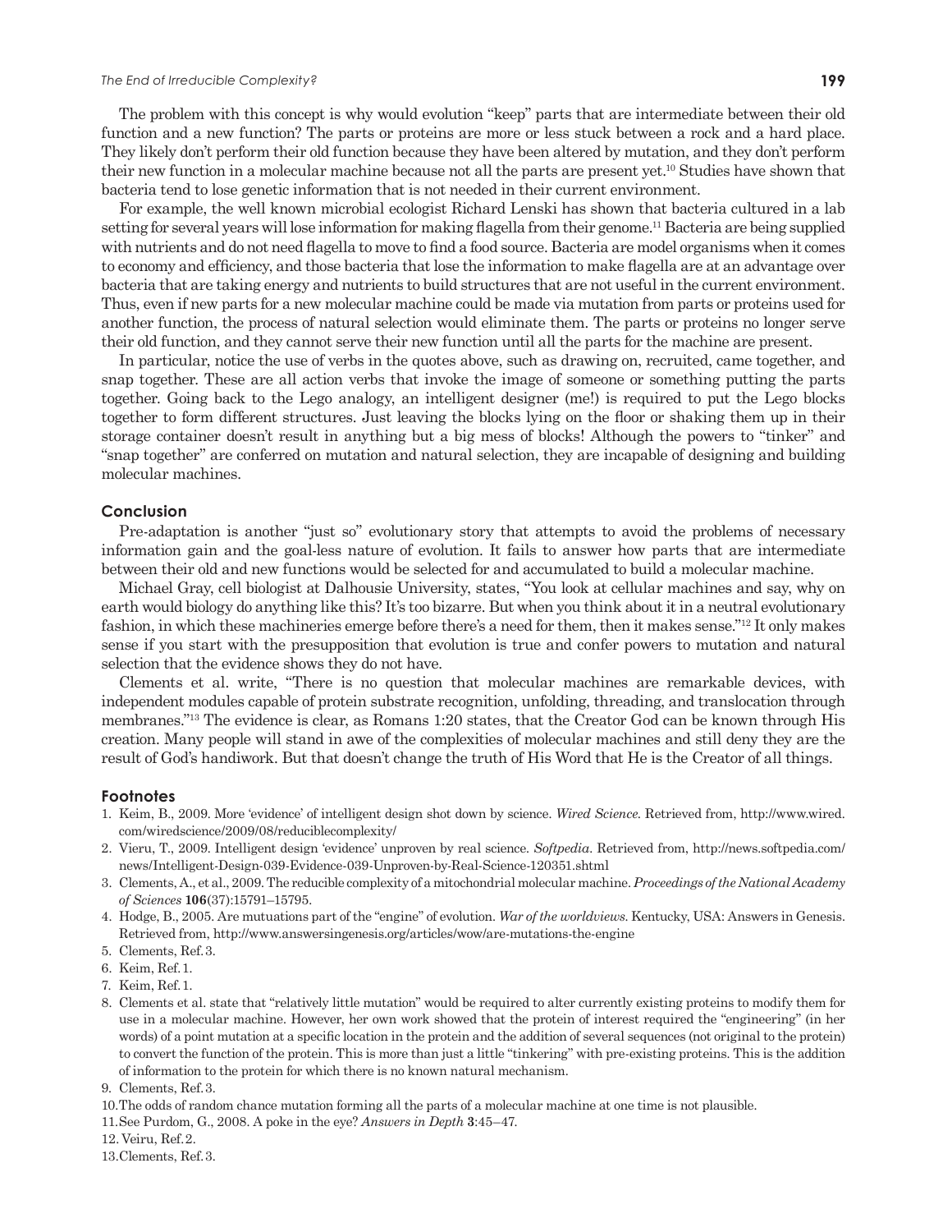The problem with this concept is why would evolution "keep" parts that are intermediate between their old function and a new function? The parts or proteins are more or less stuck between a rock and a hard place. They likely don't perform their old function because they have been altered by mutation, and they don't perform their new function in a molecular machine because not all the parts are present yet.[10] Studies have shown that bacteria tend to lose genetic information that is not needed in their current environment.

For example, the well known microbial ecologist Richard Lenski has shown that bacteria cultured in a lab setting for several years will lose information for making flagella from their genome.[11] Bacteria are being supplied with nutrients and do not need flagella to move to find a food source. Bacteria are model organisms when it comes to economy and efficiency, and those bacteria that lose the information to make flagella are at an advantage over bacteria that are taking energy and nutrients to build structures that are not useful in the current environment. Thus, even if new parts for a new molecular machine could be made via mutation from parts or proteins used for another function, the process of natural selection would eliminate them. The parts or proteins no longer serve their old function, and they cannot serve their new function until all the parts for the machine are present.

In particular, notice the use of verbs in the quotes above, such as drawing on, recruited, came together, and snap together. These are all action verbs that invoke the image of someone or something putting the parts together. Going back to the Lego analogy, an intelligent designer (me!) is required to put the Lego blocks together to form different structures. Just leaving the blocks lying on the floor or shaking them up in their storage container doesn't result in anything but a big mess of blocks! Although the powers to "tinker" and "snap together" are conferred on mutation and natural selection, they are incapable of designing and building molecular machines.

## Conclusion

Pre-adaptation is another "just so" evolutionary story that attempts to avoid the problems of necessary information gain and the goal-less nature of evolution. It fails to answer how parts that are intermediate between their old and new functions would be selected for and accumulated to build a molecular machine.

Michael Gray, cell biologist at Dalhousie University, states, "You look at cellular machines and say, why on earth would biology do anything like this? It's too bizarre. But when you think about it in a neutral evolutionary fashion, in which these machineries emerge before there's a need for them, then it makes sense."[12] It only makes sense if you start with the presupposition that evolution is true and confer powers to mutation and natural selection that the evidence shows they do not have.

Clements et al. write, "There is no question that molecular machines are remarkable devices, with independent modules capable of protein substrate recognition, unfolding, threading, and translocation through membranes."[13] The evidence is clear, as Romans 1:20 states, that the Creator God can be known through His creation. Many people will stand in awe of the complexities of molecular machines and still deny they are the result of God's handiwork. But that doesn't change the truth of His Word that He is the Creator of all things.

## Footnotes

1. Keim, B., 2009. More 'evidence' of intelligent design shot down by science. *Wired Science.* Retrieved from, http://www.wired.com/wiredscience/2009/08/reduciblecomplexity/
2. Vieru, T., 2009. Intelligent design 'evidence' unproven by real science. *Softpedia.* Retrieved from, http://news.softpedia.com/news/Intelligent-Design-039-Evidence-039-Unproven-by-Real-Science-120351.shtml
3. Clements, A., et al., 2009. The reducible complexity of a mitochondrial molecular machine. *Proceedings of the National Academy of Sciences* **106**(37):15791–15795.
4. Hodge, B., 2005. Are mutuations part of the "engine" of evolution. *War of the worldviews.* Kentucky, USA: Answers in Genesis. Retrieved from, http://www.answersingenesis.org/articles/wow/are-mutations-the-engine
5. Clements, Ref. 3.
6. Keim, Ref. 1.
7. Keim, Ref. 1.
8. Clements et al. state that "relatively little mutation" would be required to alter currently existing proteins to modify them for use in a molecular machine. However, her own work showed that the protein of interest required the "engineering" (in her words) of a point mutation at a specific location in the protein and the addition of several sequences (not original to the protein) to convert the function of the protein. This is more than just a little "tinkering" with pre-existing proteins. This is the addition of information to the protein for which there is no known natural mechanism.
9. Clements, Ref. 3.
10. The odds of random chance mutation forming all the parts of a molecular machine at one time is not plausible.
11. See Purdom, G., 2008. A poke in the eye? *Answers in Depth* **3**:45–47.
12. Veiru, Ref. 2.
13. Clements, Ref. 3.